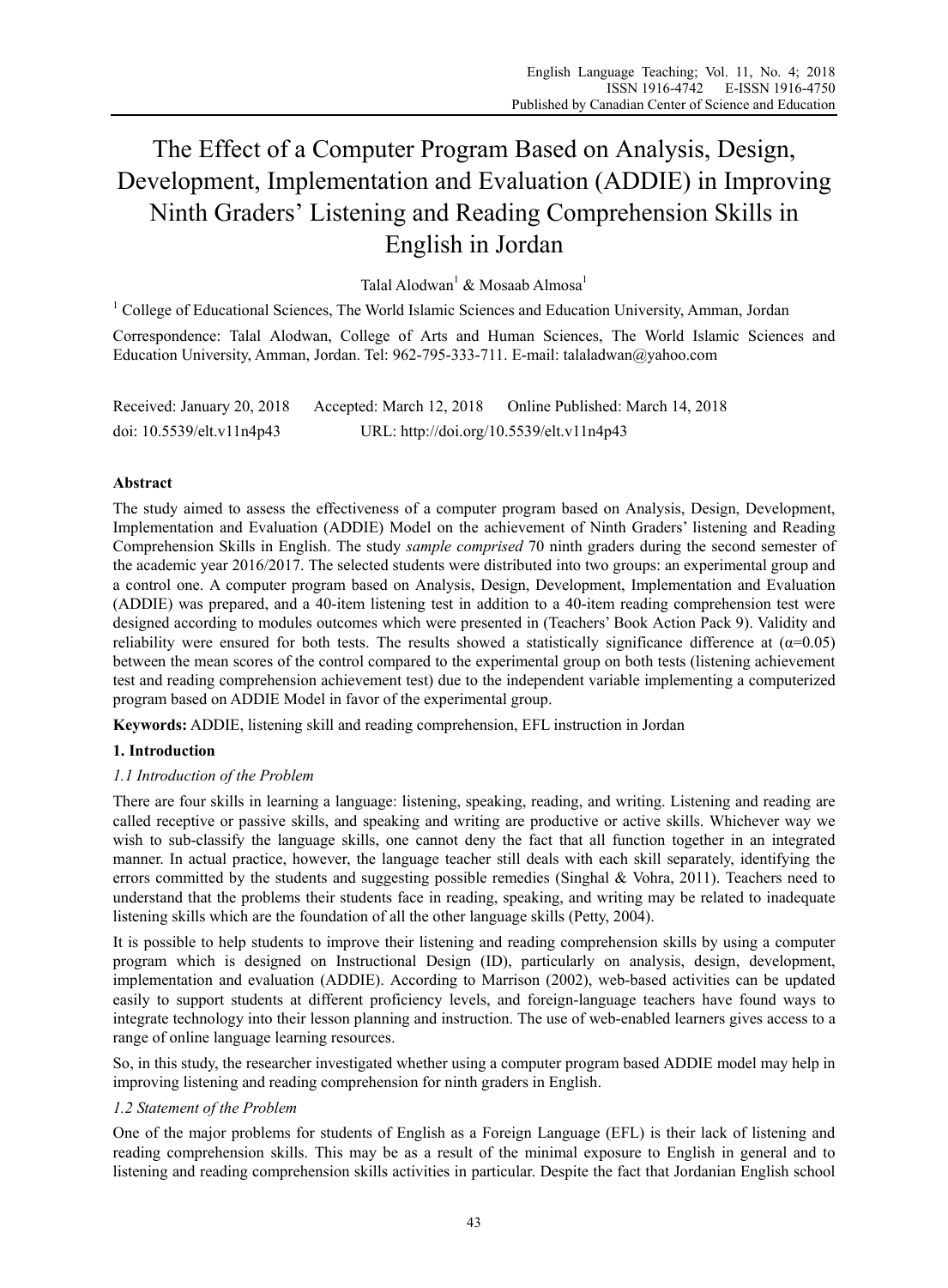# The Effect of a Computer Program Based on Analysis, Design, Development, Implementation and Evaluation (ADDIE) in Improving Ninth Graders' Listening and Reading Comprehension Skills in English in Jordan

Talal Alodwan[1] & Mosaab Almosa[1]

[1] College of Educational Sciences, The World Islamic Sciences and Education University, Amman, Jordan

Correspondence: Talal Alodwan, College of Arts and Human Sciences, The World Islamic Sciences and Education University, Amman, Jordan. Tel: 962-795-333-711. E-mail: talaladwan@yahoo.com

Received: January 20, 2018 Accepted: March 12, 2018 Online Published: March 14, 2018

doi: 10.5539/elt.v11n4p43 URL: http://doi.org/10.5539/elt.v11n4p43

## Abstract

The study aimed to assess the effectiveness of a computer program based on Analysis, Design, Development, Implementation and Evaluation (ADDIE) Model on the achievement of Ninth Graders' listening and Reading Comprehension Skills in English. The study *sample comprised* 70 ninth graders during the second semester of the academic year 2016/2017. The selected students were distributed into two groups: an experimental group and a control one. A computer program based on Analysis, Design, Development, Implementation and Evaluation (ADDIE) was prepared, and a 40-item listening test in addition to a 40-item reading comprehension test were designed according to modules outcomes which were presented in (Teachers' Book Action Pack 9). Validity and reliability were ensured for both tests. The results showed a statistically significance difference at ($\alpha$=0.05) between the mean scores of the control compared to the experimental group on both tests (listening achievement test and reading comprehension achievement test) due to the independent variable implementing a computerized program based on ADDIE Model in favor of the experimental group.

**Keywords:** ADDIE, listening skill and reading comprehension, EFL instruction in Jordan

## 1. Introduction

### *1.1 Introduction of the Problem*

There are four skills in learning a language: listening, speaking, reading, and writing. Listening and reading are called receptive or passive skills, and speaking and writing are productive or active skills. Whichever way we wish to sub-classify the language skills, one cannot deny the fact that all function together in an integrated manner. In actual practice, however, the language teacher still deals with each skill separately, identifying the errors committed by the students and suggesting possible remedies (Singhal & Vohra, 2011). Teachers need to understand that the problems their students face in reading, speaking, and writing may be related to inadequate listening skills which are the foundation of all the other language skills (Petty, 2004).

It is possible to help students to improve their listening and reading comprehension skills by using a computer program which is designed on Instructional Design (ID), particularly on analysis, design, development, implementation and evaluation (ADDIE). According to Marrison (2002), web-based activities can be updated easily to support students at different proficiency levels, and foreign-language teachers have found ways to integrate technology into their lesson planning and instruction. The use of web-enabled learners gives access to a range of online language learning resources.

So, in this study, the researcher investigated whether using a computer program based ADDIE model may help in improving listening and reading comprehension for ninth graders in English.

### *1.2 Statement of the Problem*

One of the major problems for students of English as a Foreign Language (EFL) is their lack of listening and reading comprehension skills. This may be as a result of the minimal exposure to English in general and to listening and reading comprehension skills activities in particular. Despite the fact that Jordanian English school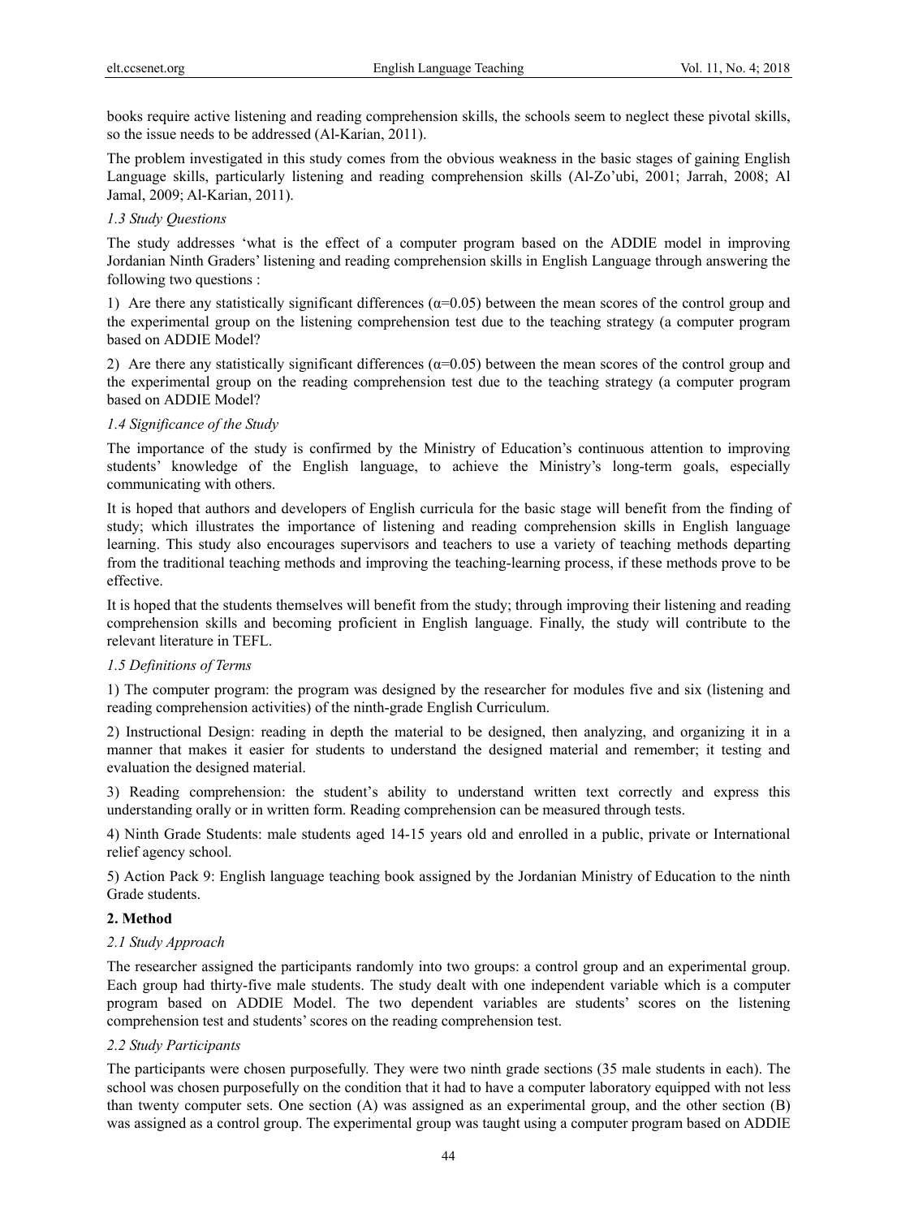books require active listening and reading comprehension skills, the schools seem to neglect these pivotal skills, so the issue needs to be addressed (Al-Karian, 2011).

The problem investigated in this study comes from the obvious weakness in the basic stages of gaining English Language skills, particularly listening and reading comprehension skills (Al-Zo'ubi, 2001; Jarrah, 2008; Al Jamal, 2009; Al-Karian, 2011).

### *1.3 Study Questions*

The study addresses 'what is the effect of a computer program based on the ADDIE model in improving Jordanian Ninth Graders' listening and reading comprehension skills in English Language through answering the following two questions :

1) Are there any statistically significant differences ($\alpha$=0.05) between the mean scores of the control group and the experimental group on the listening comprehension test due to the teaching strategy (a computer program based on ADDIE Model?

2) Are there any statistically significant differences ($\alpha$=0.05) between the mean scores of the control group and the experimental group on the reading comprehension test due to the teaching strategy (a computer program based on ADDIE Model?

### *1.4 Significance of the Study*

The importance of the study is confirmed by the Ministry of Education's continuous attention to improving students' knowledge of the English language, to achieve the Ministry's long-term goals, especially communicating with others.

It is hoped that authors and developers of English curricula for the basic stage will benefit from the finding of study; which illustrates the importance of listening and reading comprehension skills in English language learning. This study also encourages supervisors and teachers to use a variety of teaching methods departing from the traditional teaching methods and improving the teaching-learning process, if these methods prove to be effective.

It is hoped that the students themselves will benefit from the study; through improving their listening and reading comprehension skills and becoming proficient in English language. Finally, the study will contribute to the relevant literature in TEFL.

### *1.5 Definitions of Terms*

1) The computer program: the program was designed by the researcher for modules five and six (listening and reading comprehension activities) of the ninth-grade English Curriculum.

2) Instructional Design: reading in depth the material to be designed, then analyzing, and organizing it in a manner that makes it easier for students to understand the designed material and remember; it testing and evaluation the designed material.

3) Reading comprehension: the student's ability to understand written text correctly and express this understanding orally or in written form. Reading comprehension can be measured through tests.

4) Ninth Grade Students: male students aged 14-15 years old and enrolled in a public, private or International relief agency school.

5) Action Pack 9: English language teaching book assigned by the Jordanian Ministry of Education to the ninth Grade students.

## **2. Method**

### *2.1 Study Approach*

The researcher assigned the participants randomly into two groups: a control group and an experimental group. Each group had thirty-five male students. The study dealt with one independent variable which is a computer program based on ADDIE Model. The two dependent variables are students' scores on the listening comprehension test and students' scores on the reading comprehension test.

### *2.2 Study Participants*

The participants were chosen purposefully. They were two ninth grade sections (35 male students in each). The school was chosen purposefully on the condition that it had to have a computer laboratory equipped with not less than twenty computer sets. One section (A) was assigned as an experimental group, and the other section (B) was assigned as a control group. The experimental group was taught using a computer program based on ADDIE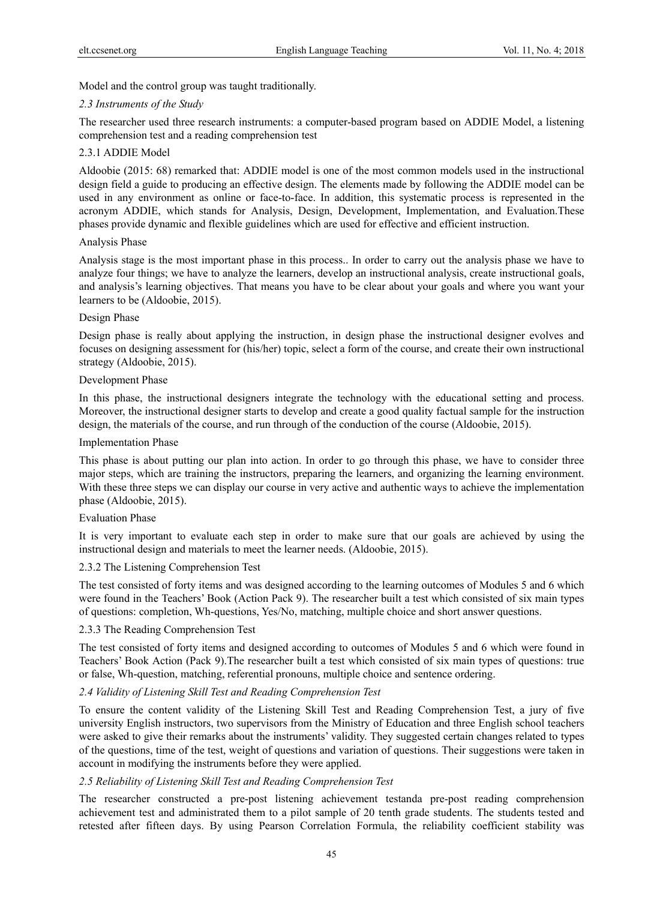Model and the control group was taught traditionally.

### *2.3 Instruments of the Study*

The researcher used three research instruments: a computer-based program based on ADDIE Model, a listening comprehension test and a reading comprehension test

#### 2.3.1 ADDIE Model

Aldoobie (2015: 68) remarked that: ADDIE model is one of the most common models used in the instructional design field a guide to producing an effective design. The elements made by following the ADDIE model can be used in any environment as online or face-to-face. In addition, this systematic process is represented in the acronym ADDIE, which stands for Analysis, Design, Development, Implementation, and Evaluation.These phases provide dynamic and flexible guidelines which are used for effective and efficient instruction.

Analysis Phase

Analysis stage is the most important phase in this process.. In order to carry out the analysis phase we have to analyze four things; we have to analyze the learners, develop an instructional analysis, create instructional goals, and analysis's learning objectives. That means you have to be clear about your goals and where you want your learners to be (Aldoobie, 2015).

Design Phase

Design phase is really about applying the instruction, in design phase the instructional designer evolves and focuses on designing assessment for (his/her) topic, select a form of the course, and create their own instructional strategy (Aldoobie, 2015).

Development Phase

In this phase, the instructional designers integrate the technology with the educational setting and process. Moreover, the instructional designer starts to develop and create a good quality factual sample for the instruction design, the materials of the course, and run through of the conduction of the course (Aldoobie, 2015).

Implementation Phase

This phase is about putting our plan into action. In order to go through this phase, we have to consider three major steps, which are training the instructors, preparing the learners, and organizing the learning environment. With these three steps we can display our course in very active and authentic ways to achieve the implementation phase (Aldoobie, 2015).

Evaluation Phase

It is very important to evaluate each step in order to make sure that our goals are achieved by using the instructional design and materials to meet the learner needs. (Aldoobie, 2015).

#### 2.3.2 The Listening Comprehension Test

The test consisted of forty items and was designed according to the learning outcomes of Modules 5 and 6 which were found in the Teachers' Book (Action Pack 9). The researcher built a test which consisted of six main types of questions: completion, Wh-questions, Yes/No, matching, multiple choice and short answer questions.

#### 2.3.3 The Reading Comprehension Test

The test consisted of forty items and designed according to outcomes of Modules 5 and 6 which were found in Teachers' Book Action (Pack 9).The researcher built a test which consisted of six main types of questions: true or false, Wh-question, matching, referential pronouns, multiple choice and sentence ordering.

### *2.4 Validity of Listening Skill Test and Reading Comprehension Test*

To ensure the content validity of the Listening Skill Test and Reading Comprehension Test, a jury of five university English instructors, two supervisors from the Ministry of Education and three English school teachers were asked to give their remarks about the instruments' validity. They suggested certain changes related to types of the questions, time of the test, weight of questions and variation of questions. Their suggestions were taken in account in modifying the instruments before they were applied.

### *2.5 Reliability of Listening Skill Test and Reading Comprehension Test*

The researcher constructed a pre-post listening achievement testanda pre-post reading comprehension achievement test and administrated them to a pilot sample of 20 tenth grade students. The students tested and retested after fifteen days. By using Pearson Correlation Formula, the reliability coefficient stability was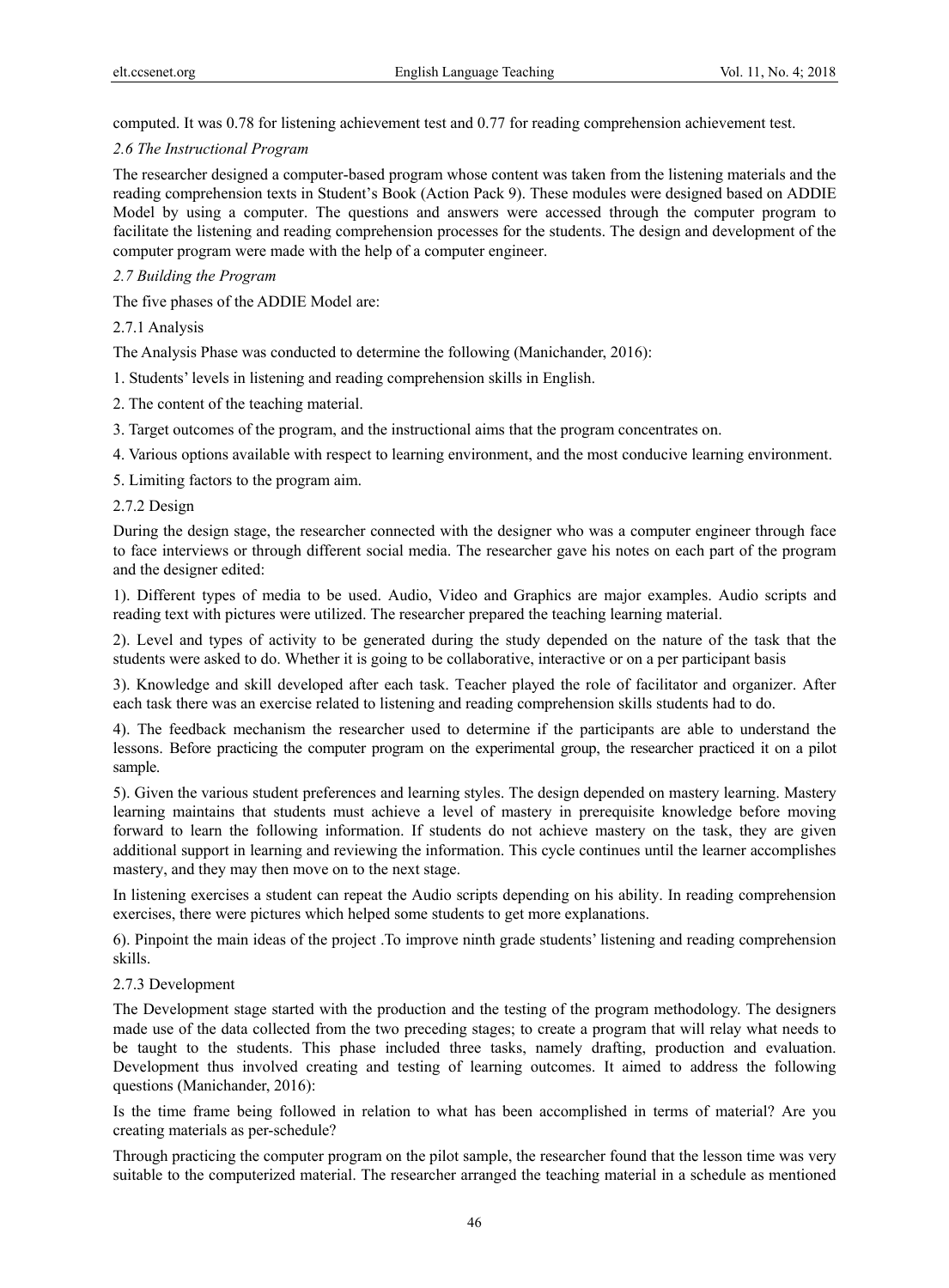computed. It was 0.78 for listening achievement test and 0.77 for reading comprehension achievement test.

### *2.6 The Instructional Program*

The researcher designed a computer-based program whose content was taken from the listening materials and the reading comprehension texts in Student's Book (Action Pack 9). These modules were designed based on ADDIE Model by using a computer. The questions and answers were accessed through the computer program to facilitate the listening and reading comprehension processes for the students. The design and development of the computer program were made with the help of a computer engineer.

### *2.7 Building the Program*

The five phases of the ADDIE Model are:

#### 2.7.1 Analysis

The Analysis Phase was conducted to determine the following (Manichander, 2016):

1. Students' levels in listening and reading comprehension skills in English.
2. The content of the teaching material.
3. Target outcomes of the program, and the instructional aims that the program concentrates on.
4. Various options available with respect to learning environment, and the most conducive learning environment.
5. Limiting factors to the program aim.

#### 2.7.2 Design

During the design stage, the researcher connected with the designer who was a computer engineer through face to face interviews or through different social media. The researcher gave his notes on each part of the program and the designer edited:

1). Different types of media to be used. Audio, Video and Graphics are major examples. Audio scripts and reading text with pictures were utilized. The researcher prepared the teaching learning material.

2). Level and types of activity to be generated during the study depended on the nature of the task that the students were asked to do. Whether it is going to be collaborative, interactive or on a per participant basis

3). Knowledge and skill developed after each task. Teacher played the role of facilitator and organizer. After each task there was an exercise related to listening and reading comprehension skills students had to do.

4). The feedback mechanism the researcher used to determine if the participants are able to understand the lessons. Before practicing the computer program on the experimental group, the researcher practiced it on a pilot sample.

5). Given the various student preferences and learning styles. The design depended on mastery learning. Mastery learning maintains that students must achieve a level of mastery in prerequisite knowledge before moving forward to learn the following information. If students do not achieve mastery on the task, they are given additional support in learning and reviewing the information. This cycle continues until the learner accomplishes mastery, and they may then move on to the next stage.

In listening exercises a student can repeat the Audio scripts depending on his ability. In reading comprehension exercises, there were pictures which helped some students to get more explanations.

6). Pinpoint the main ideas of the project .To improve ninth grade students' listening and reading comprehension skills.

#### 2.7.3 Development

The Development stage started with the production and the testing of the program methodology. The designers made use of the data collected from the two preceding stages; to create a program that will relay what needs to be taught to the students. This phase included three tasks, namely drafting, production and evaluation. Development thus involved creating and testing of learning outcomes. It aimed to address the following questions (Manichander, 2016):

Is the time frame being followed in relation to what has been accomplished in terms of material? Are you creating materials as per-schedule?

Through practicing the computer program on the pilot sample, the researcher found that the lesson time was very suitable to the computerized material. The researcher arranged the teaching material in a schedule as mentioned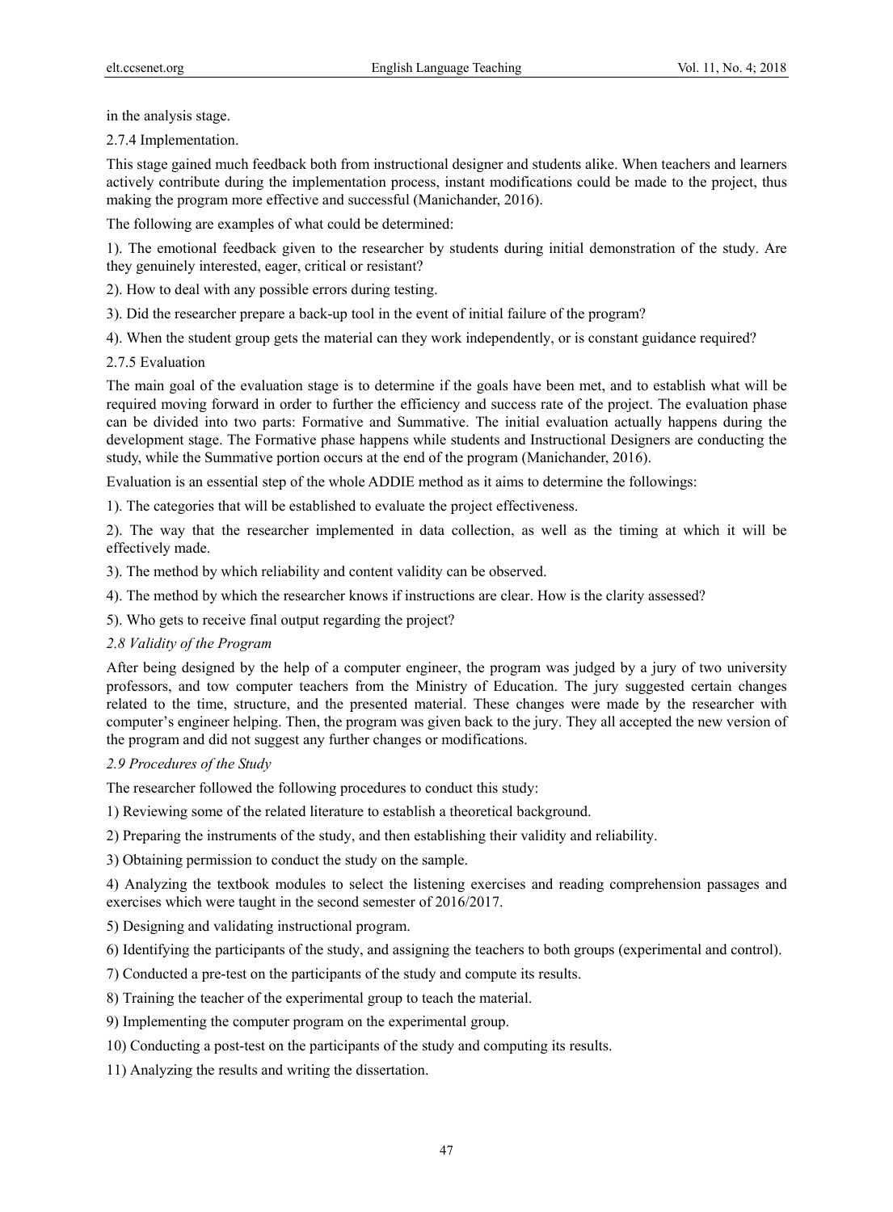in the analysis stage.

2.7.4 Implementation.

This stage gained much feedback both from instructional designer and students alike. When teachers and learners actively contribute during the implementation process, instant modifications could be made to the project, thus making the program more effective and successful (Manichander, 2016).

The following are examples of what could be determined:

1). The emotional feedback given to the researcher by students during initial demonstration of the study. Are they genuinely interested, eager, critical or resistant?

2). How to deal with any possible errors during testing.

3). Did the researcher prepare a back-up tool in the event of initial failure of the program?

4). When the student group gets the material can they work independently, or is constant guidance required?

2.7.5 Evaluation

The main goal of the evaluation stage is to determine if the goals have been met, and to establish what will be required moving forward in order to further the efficiency and success rate of the project. The evaluation phase can be divided into two parts: Formative and Summative. The initial evaluation actually happens during the development stage. The Formative phase happens while students and Instructional Designers are conducting the study, while the Summative portion occurs at the end of the program (Manichander, 2016).

Evaluation is an essential step of the whole ADDIE method as it aims to determine the followings:

1). The categories that will be established to evaluate the project effectiveness.

2). The way that the researcher implemented in data collection, as well as the timing at which it will be effectively made.

3). The method by which reliability and content validity can be observed.

4). The method by which the researcher knows if instructions are clear. How is the clarity assessed?

5). Who gets to receive final output regarding the project?

*2.8 Validity of the Program*

After being designed by the help of a computer engineer, the program was judged by a jury of two university professors, and tow computer teachers from the Ministry of Education. The jury suggested certain changes related to the time, structure, and the presented material. These changes were made by the researcher with computer's engineer helping. Then, the program was given back to the jury. They all accepted the new version of the program and did not suggest any further changes or modifications.

*2.9 Procedures of the Study*

The researcher followed the following procedures to conduct this study:

1) Reviewing some of the related literature to establish a theoretical background.

2) Preparing the instruments of the study, and then establishing their validity and reliability.

3) Obtaining permission to conduct the study on the sample.

4) Analyzing the textbook modules to select the listening exercises and reading comprehension passages and exercises which were taught in the second semester of 2016/2017.

5) Designing and validating instructional program.

6) Identifying the participants of the study, and assigning the teachers to both groups (experimental and control).

7) Conducted a pre-test on the participants of the study and compute its results.

8) Training the teacher of the experimental group to teach the material.

9) Implementing the computer program on the experimental group.

10) Conducting a post-test on the participants of the study and computing its results.

11) Analyzing the results and writing the dissertation.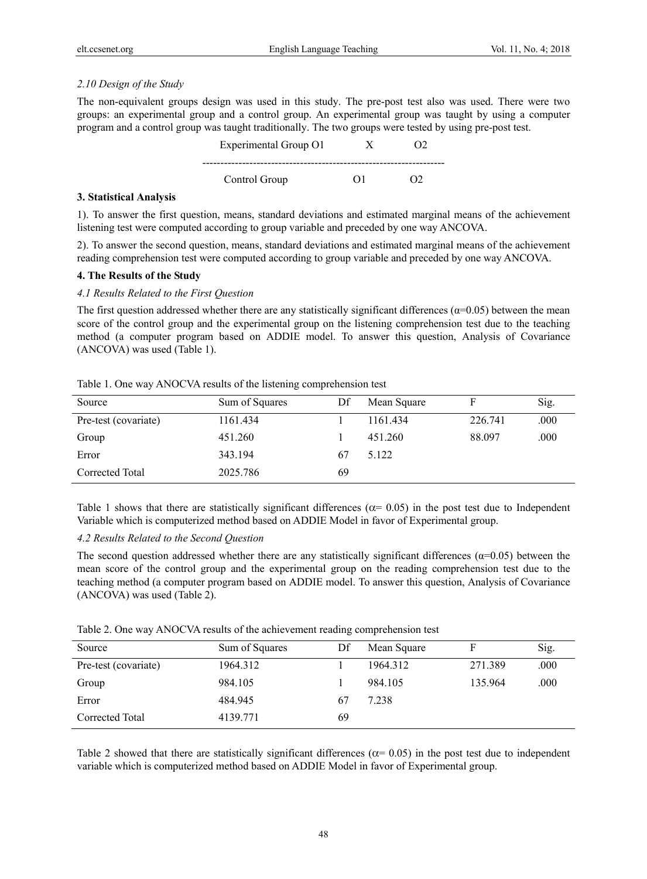### *2.10 Design of the Study*

The non-equivalent groups design was used in this study. The pre-post test also was used. There were two groups: an experimental group and a control group. An experimental group was taught by using a computer program and a control group was taught traditionally. The two groups were tested by using pre-post test.

```
Experimental Group O1        X        O2
-----------------------------------------------------------------
Control Group                O1       O2
```

## 3. Statistical Analysis

1). To answer the first question, means, standard deviations and estimated marginal means of the achievement listening test were computed according to group variable and preceded by one way ANCOVA.

2). To answer the second question, means, standard deviations and estimated marginal means of the achievement reading comprehension test were computed according to group variable and preceded by one way ANCOVA.

## 4. The Results of the Study

### *4.1 Results Related to the First Question*

The first question addressed whether there are any statistically significant differences ($\alpha$=0.05) between the mean score of the control group and the experimental group on the listening comprehension test due to the teaching method (a computer program based on ADDIE model. To answer this question, Analysis of Covariance (ANCOVA) was used (Table 1).

Table 1. One way ANOCVA results of the listening comprehension test

| Source | Sum of Squares | Df | Mean Square | F | Sig. |
|---|---|---|---|---|---|
| Pre-test (covariate) | 1161.434 | 1 | 1161.434 | 226.741 | .000 |
| Group | 451.260 | 1 | 451.260 | 88.097 | .000 |
| Error | 343.194 | 67 | 5.122 | | |
| Corrected Total | 2025.786 | 69 | | | |

Table 1 shows that there are statistically significant differences ($\alpha$= 0.05) in the post test due to Independent Variable which is computerized method based on ADDIE Model in favor of Experimental group.

### *4.2 Results Related to the Second Question*

The second question addressed whether there are any statistically significant differences ($\alpha$=0.05) between the mean score of the control group and the experimental group on the reading comprehension test due to the teaching method (a computer program based on ADDIE model. To answer this question, Analysis of Covariance (ANCOVA) was used (Table 2).

Table 2. One way ANOCVA results of the achievement reading comprehension test

| Source | Sum of Squares | Df | Mean Square | F | Sig. |
|---|---|---|---|---|---|
| Pre-test (covariate) | 1964.312 | 1 | 1964.312 | 271.389 | .000 |
| Group | 984.105 | 1 | 984.105 | 135.964 | .000 |
| Error | 484.945 | 67 | 7.238 | | |
| Corrected Total | 4139.771 | 69 | | | |

Table 2 showed that there are statistically significant differences ($\alpha$= 0.05) in the post test due to independent variable which is computerized method based on ADDIE Model in favor of Experimental group.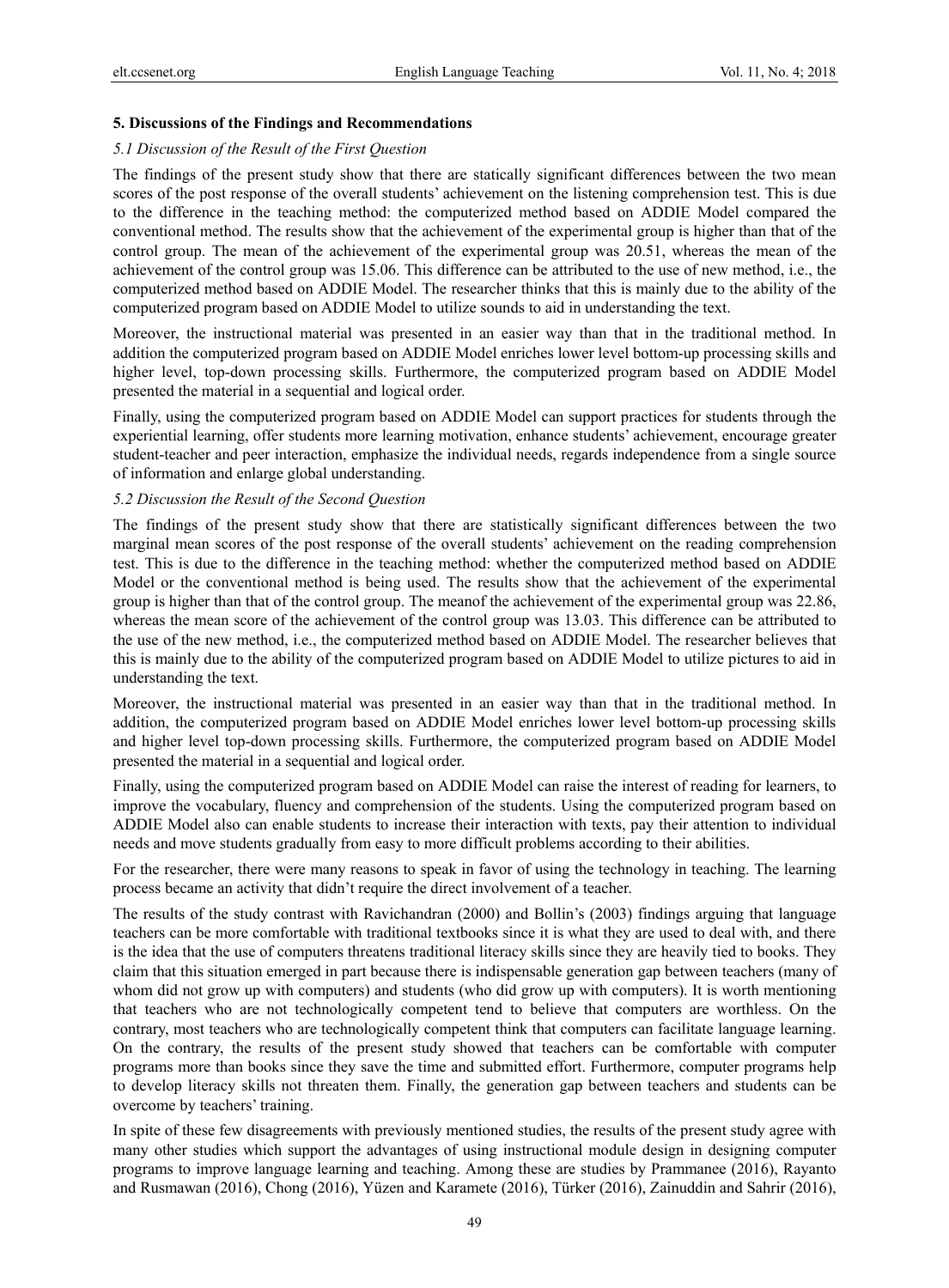## 5. Discussions of the Findings and Recommendations

### *5.1 Discussion of the Result of the First Question*

The findings of the present study show that there are statically significant differences between the two mean scores of the post response of the overall students' achievement on the listening comprehension test. This is due to the difference in the teaching method: the computerized method based on ADDIE Model compared the conventional method. The results show that the achievement of the experimental group is higher than that of the control group. The mean of the achievement of the experimental group was 20.51, whereas the mean of the achievement of the control group was 15.06. This difference can be attributed to the use of new method, i.e., the computerized method based on ADDIE Model. The researcher thinks that this is mainly due to the ability of the computerized program based on ADDIE Model to utilize sounds to aid in understanding the text.

Moreover, the instructional material was presented in an easier way than that in the traditional method. In addition the computerized program based on ADDIE Model enriches lower level bottom-up processing skills and higher level, top-down processing skills. Furthermore, the computerized program based on ADDIE Model presented the material in a sequential and logical order.

Finally, using the computerized program based on ADDIE Model can support practices for students through the experiential learning, offer students more learning motivation, enhance students' achievement, encourage greater student-teacher and peer interaction, emphasize the individual needs, regards independence from a single source of information and enlarge global understanding.

### *5.2 Discussion the Result of the Second Question*

The findings of the present study show that there are statistically significant differences between the two marginal mean scores of the post response of the overall students' achievement on the reading comprehension test. This is due to the difference in the teaching method: whether the computerized method based on ADDIE Model or the conventional method is being used. The results show that the achievement of the experimental group is higher than that of the control group. The meanof the achievement of the experimental group was 22.86, whereas the mean score of the achievement of the control group was 13.03. This difference can be attributed to the use of the new method, i.e., the computerized method based on ADDIE Model. The researcher believes that this is mainly due to the ability of the computerized program based on ADDIE Model to utilize pictures to aid in understanding the text.

Moreover, the instructional material was presented in an easier way than that in the traditional method. In addition, the computerized program based on ADDIE Model enriches lower level bottom-up processing skills and higher level top-down processing skills. Furthermore, the computerized program based on ADDIE Model presented the material in a sequential and logical order.

Finally, using the computerized program based on ADDIE Model can raise the interest of reading for learners, to improve the vocabulary, fluency and comprehension of the students. Using the computerized program based on ADDIE Model also can enable students to increase their interaction with texts, pay their attention to individual needs and move students gradually from easy to more difficult problems according to their abilities.

For the researcher, there were many reasons to speak in favor of using the technology in teaching. The learning process became an activity that didn't require the direct involvement of a teacher.

The results of the study contrast with Ravichandran (2000) and Bollin's (2003) findings arguing that language teachers can be more comfortable with traditional textbooks since it is what they are used to deal with, and there is the idea that the use of computers threatens traditional literacy skills since they are heavily tied to books. They claim that this situation emerged in part because there is indispensable generation gap between teachers (many of whom did not grow up with computers) and students (who did grow up with computers). It is worth mentioning that teachers who are not technologically competent tend to believe that computers are worthless. On the contrary, most teachers who are technologically competent think that computers can facilitate language learning. On the contrary, the results of the present study showed that teachers can be comfortable with computer programs more than books since they save the time and submitted effort. Furthermore, computer programs help to develop literacy skills not threaten them. Finally, the generation gap between teachers and students can be overcome by teachers' training.

In spite of these few disagreements with previously mentioned studies, the results of the present study agree with many other studies which support the advantages of using instructional module design in designing computer programs to improve language learning and teaching. Among these are studies by Prammanee (2016), Rayanto and Rusmawan (2016), Chong (2016), Yüzen and Karamete (2016), Türker (2016), Zainuddin and Sahrir (2016),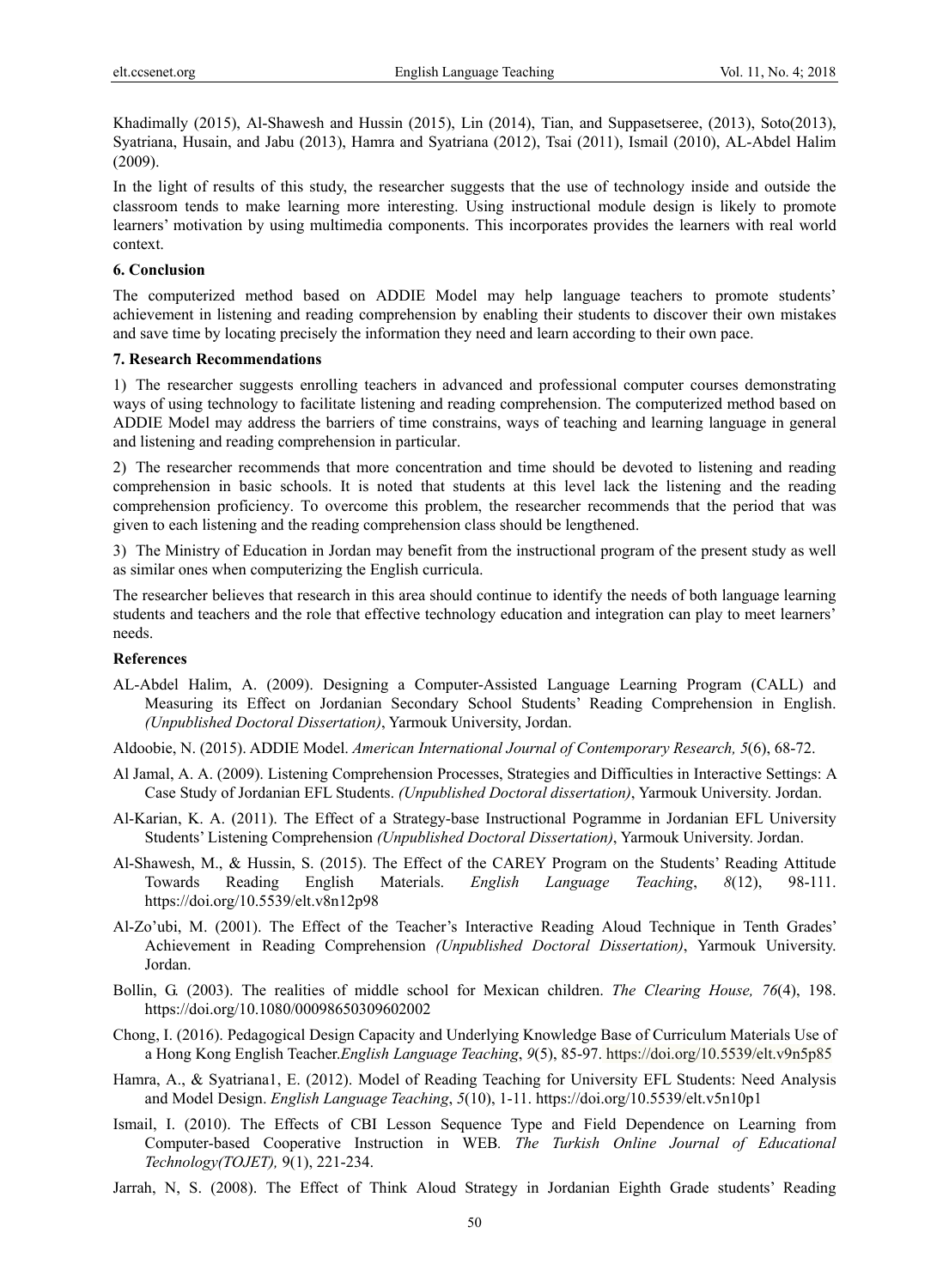Khadimally (2015), Al-Shawesh and Hussin (2015), Lin (2014), Tian, and Suppasetseree, (2013), Soto(2013), Syatriana, Husain, and Jabu (2013), Hamra and Syatriana (2012), Tsai (2011), Ismail (2010), AL-Abdel Halim (2009).

In the light of results of this study, the researcher suggests that the use of technology inside and outside the classroom tends to make learning more interesting. Using instructional module design is likely to promote learners' motivation by using multimedia components. This incorporates provides the learners with real world context.

## 6. Conclusion

The computerized method based on ADDIE Model may help language teachers to promote students' achievement in listening and reading comprehension by enabling their students to discover their own mistakes and save time by locating precisely the information they need and learn according to their own pace.

## 7. Research Recommendations

1) The researcher suggests enrolling teachers in advanced and professional computer courses demonstrating ways of using technology to facilitate listening and reading comprehension. The computerized method based on ADDIE Model may address the barriers of time constrains, ways of teaching and learning language in general and listening and reading comprehension in particular.

2) The researcher recommends that more concentration and time should be devoted to listening and reading comprehension in basic schools. It is noted that students at this level lack the listening and the reading comprehension proficiency. To overcome this problem, the researcher recommends that the period that was given to each listening and the reading comprehension class should be lengthened.

3) The Ministry of Education in Jordan may benefit from the instructional program of the present study as well as similar ones when computerizing the English curricula.

The researcher believes that research in this area should continue to identify the needs of both language learning students and teachers and the role that effective technology education and integration can play to meet learners' needs.

## References

AL-Abdel Halim, A. (2009). Designing a Computer-Assisted Language Learning Program (CALL) and Measuring its Effect on Jordanian Secondary School Students' Reading Comprehension in English. *(Unpublished Doctoral Dissertation)*, Yarmouk University, Jordan.

Aldoobie, N. (2015). ADDIE Model. *American International Journal of Contemporary Research, 5*(6), 68-72.

Al Jamal, A. A. (2009). Listening Comprehension Processes, Strategies and Difficulties in Interactive Settings: A Case Study of Jordanian EFL Students. *(Unpublished Doctoral dissertation)*, Yarmouk University. Jordan.

Al-Karian, K. A. (2011). The Effect of a Strategy-base Instructional Pogramme in Jordanian EFL University Students' Listening Comprehension *(Unpublished Doctoral Dissertation)*, Yarmouk University. Jordan.

Al-Shawesh, M., & Hussin, S. (2015). The Effect of the CAREY Program on the Students' Reading Attitude Towards Reading English Materials. *English Language Teaching*, *8*(12), 98-111. https://doi.org/10.5539/elt.v8n12p98

Al-Zo'ubi, M. (2001). The Effect of the Teacher's Interactive Reading Aloud Technique in Tenth Grades' Achievement in Reading Comprehension *(Unpublished Doctoral Dissertation)*, Yarmouk University. Jordan.

Bollin, G. (2003). The realities of middle school for Mexican children. *The Clearing House, 76*(4), 198. https://doi.org/10.1080/00098650309602002

Chong, I. (2016). Pedagogical Design Capacity and Underlying Knowledge Base of Curriculum Materials Use of a Hong Kong English Teacher.*English Language Teaching*, *9*(5), 85-97. https://doi.org/10.5539/elt.v9n5p85

Hamra, A., & Syatriana1, E. (2012). Model of Reading Teaching for University EFL Students: Need Analysis and Model Design. *English Language Teaching*, *5*(10), 1-11. https://doi.org/10.5539/elt.v5n10p1

Ismail, I. (2010). The Effects of CBI Lesson Sequence Type and Field Dependence on Learning from Computer-based Cooperative Instruction in WEB*. The Turkish Online Journal of Educational Technology(TOJET),* 9(1), 221-234.

Jarrah, N, S. (2008). The Effect of Think Aloud Strategy in Jordanian Eighth Grade students' Reading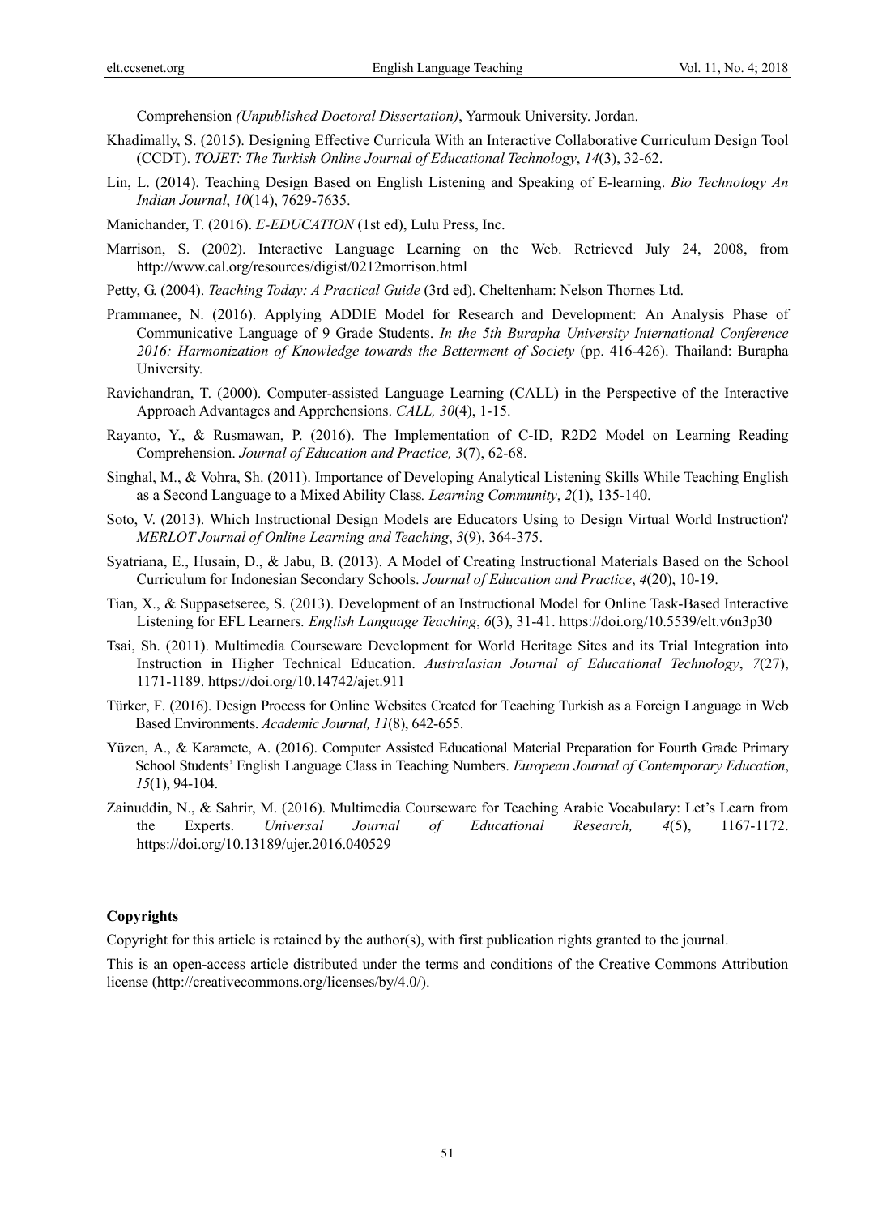Comprehension *(Unpublished Doctoral Dissertation)*, Yarmouk University. Jordan.

Khadimally, S. (2015). Designing Effective Curricula With an Interactive Collaborative Curriculum Design Tool (CCDT). *TOJET: The Turkish Online Journal of Educational Technology*, *14*(3), 32-62.

Lin, L. (2014). Teaching Design Based on English Listening and Speaking of E-learning. *Bio Technology An Indian Journal*, *10*(14), 7629-7635.

Manichander, T. (2016). *E-EDUCATION* (1st ed), Lulu Press, Inc.

Marrison, S. (2002). Interactive Language Learning on the Web. Retrieved July 24, 2008, from http://www.cal.org/resources/digist/0212morrison.html

Petty, G. (2004). *Teaching Today: A Practical Guide* (3rd ed). Cheltenham: Nelson Thornes Ltd.

Prammanee, N. (2016). Applying ADDIE Model for Research and Development: An Analysis Phase of Communicative Language of 9 Grade Students. *In the 5th Burapha University International Conference 2016: Harmonization of Knowledge towards the Betterment of Society* (pp. 416-426). Thailand: Burapha University.

Ravichandran, T. (2000). Computer-assisted Language Learning (CALL) in the Perspective of the Interactive Approach Advantages and Apprehensions. *CALL, 30*(4), 1-15.

Rayanto, Y., & Rusmawan, P. (2016). The Implementation of C-ID, R2D2 Model on Learning Reading Comprehension. *Journal of Education and Practice, 3*(7), 62-68.

Singhal, M., & Vohra, Sh. (2011). Importance of Developing Analytical Listening Skills While Teaching English as a Second Language to a Mixed Ability Class*. Learning Community*, *2*(1), 135-140.

Soto, V. (2013). Which Instructional Design Models are Educators Using to Design Virtual World Instruction? *MERLOT Journal of Online Learning and Teaching*, *3*(9), 364-375.

Syatriana, E., Husain, D., & Jabu, B. (2013). A Model of Creating Instructional Materials Based on the School Curriculum for Indonesian Secondary Schools. *Journal of Education and Practice*, *4*(20), 10-19.

Tian, X., & Suppasetseree, S. (2013). Development of an Instructional Model for Online Task-Based Interactive Listening for EFL Learners*. English Language Teaching*, *6*(3), 31-41. https://doi.org/10.5539/elt.v6n3p30

Tsai, Sh. (2011). Multimedia Courseware Development for World Heritage Sites and its Trial Integration into Instruction in Higher Technical Education. *Australasian Journal of Educational Technology*, *7*(27), 1171-1189. https://doi.org/10.14742/ajet.911

Türker, F. (2016). Design Process for Online Websites Created for Teaching Turkish as a Foreign Language in Web Based Environments. *Academic Journal, 11*(8), 642-655.

Yüzen, A., & Karamete, A. (2016). Computer Assisted Educational Material Preparation for Fourth Grade Primary School Students' English Language Class in Teaching Numbers. *European Journal of Contemporary Education*, *15*(1), 94-104.

Zainuddin, N., & Sahrir, M. (2016). Multimedia Courseware for Teaching Arabic Vocabulary: Let's Learn from the Experts. *Universal Journal of Educational Research, 4*(5), 1167-1172. https://doi.org/10.13189/ujer.2016.040529

**Copyrights**

Copyright for this article is retained by the author(s), with first publication rights granted to the journal.

This is an open-access article distributed under the terms and conditions of the Creative Commons Attribution license (http://creativecommons.org/licenses/by/4.0/).